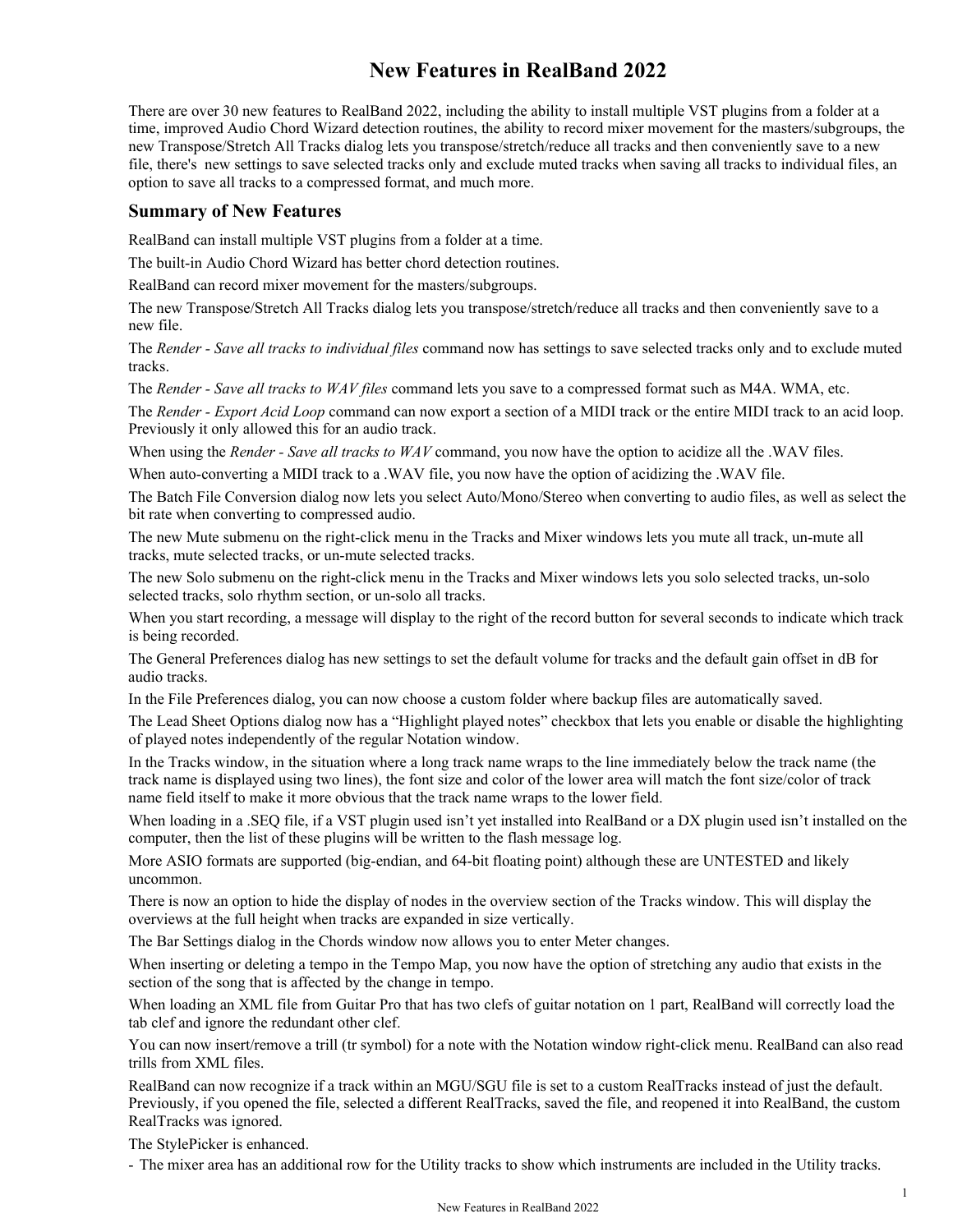# New Features in RealBand 2022

There are over 30 new features to RealBand 2022, including the ability to install multiple VST plugins from a folder at a time, improved Audio Chord Wizard detection routines, the ability to record mixer movement for the masters/subgroups, the new Transpose/Stretch All Tracks dialog lets you transpose/stretch/reduce all tracks and then conveniently save to a new file, there's  new settings to save selected tracks only and exclude muted tracks when saving all tracks to individual files, an option to save all tracks to a compressed format, and much more.

## Summary of New Features

RealBand can install multiple VST plugins from a folder at a time.

The built-in Audio Chord Wizard has better chord detection routines.

RealBand can record mixer movement for the masters/subgroups.

The new Transpose/Stretch All Tracks dialog lets you transpose/stretch/reduce all tracks and then conveniently save to a new file.

The *Render - Save all tracks to individual files* command now has settings to save selected tracks only and to exclude muted tracks.

The *Render - Save all tracks to WAV files* command lets you save to a compressed format such as M4A. WMA, etc.

The *Render - Export Acid Loop* command can now export a section of a MIDI track or the entire MIDI track to an acid loop. Previously it only allowed this for an audio track.

When using the *Render - Save all tracks to WAV* command, you now have the option to acidize all the .WAV files.

When auto-converting a MIDI track to a .WAV file, you now have the option of acidizing the .WAV file.

The Batch File Conversion dialog now lets you select Auto/Mono/Stereo when converting to audio files, as well as select the bit rate when converting to compressed audio.

The new Mute submenu on the right-click menu in the Tracks and Mixer windows lets you mute all track, un-mute all tracks, mute selected tracks, or un-mute selected tracks.

The new Solo submenu on the right-click menu in the Tracks and Mixer windows lets you solo selected tracks, un-solo selected tracks, solo rhythm section, or un-solo all tracks.

When you start recording, a message will display to the right of the record button for several seconds to indicate which track is being recorded.

The General Preferences dialog has new settings to set the default volume for tracks and the default gain offset in dB for audio tracks.

In the File Preferences dialog, you can now choose a custom folder where backup files are automatically saved.

The Lead Sheet Options dialog now has a "Highlight played notes" checkbox that lets you enable or disable the highlighting of played notes independently of the regular Notation window.

In the Tracks window, in the situation where a long track name wraps to the line immediately below the track name (the track name is displayed using two lines), the font size and color of the lower area will match the font size/color of track name field itself to make it more obvious that the track name wraps to the lower field.

When loading in a .SEQ file, if a VST plugin used isn't yet installed into RealBand or a DX plugin used isn't installed on the computer, then the list of these plugins will be written to the flash message log.

More ASIO formats are supported (big-endian, and 64-bit floating point) although these are UNTESTED and likely uncommon.

There is now an option to hide the display of nodes in the overview section of the Tracks window. This will display the overviews at the full height when tracks are expanded in size vertically.

The Bar Settings dialog in the Chords window now allows you to enter Meter changes.

When inserting or deleting a tempo in the Tempo Map, you now have the option of stretching any audio that exists in the section of the song that is affected by the change in tempo.

When loading an XML file from Guitar Pro that has two clefs of guitar notation on 1 part, RealBand will correctly load the tab clef and ignore the redundant other clef.

You can now insert/remove a trill (tr symbol) for a note with the Notation window right-click menu. RealBand can also read trills from XML files.

RealBand can now recognize if a track within an MGU/SGU file is set to a custom RealTracks instead of just the default. Previously, if you opened the file, selected a different RealTracks, saved the file, and reopened it into RealBand, the custom RealTracks was ignored.

The StylePicker is enhanced.

- The mixer area has an additional row for the Utility tracks to show which instruments are included in the Utility tracks.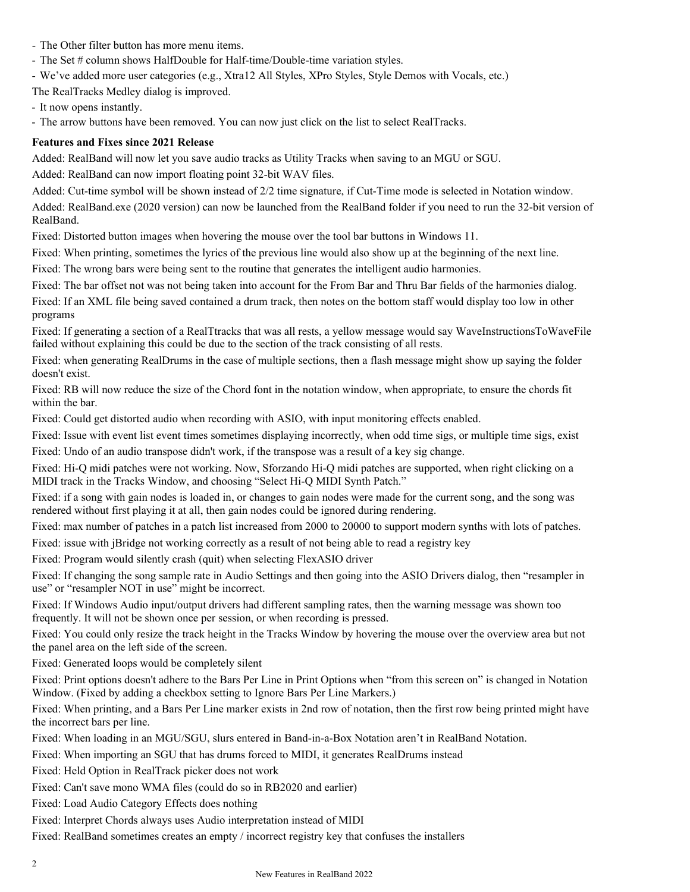- The Other filter button has more menu items.
- The Set # column shows HalfDouble for Half-time/Double-time variation styles.
- We've added more user categories (e.g., Xtra12 All Styles, XPro Styles, Style Demos with Vocals, etc.)

The RealTracks Medley dialog is improved.

- It now opens instantly.
- The arrow buttons have been removed. You can now just click on the list to select RealTracks.

**Features and Fixes since 2021 Release**

Added: RealBand will now let you save audio tracks as Utility Tracks when saving to an MGU or SGU.

Added: RealBand can now import floating point 32-bit WAV files.

Added: Cut-time symbol will be shown instead of 2/2 time signature, if Cut-Time mode is selected in Notation window.

Added: RealBand.exe (2020 version) can now be launched from the RealBand folder if you need to run the 32-bit version of RealBand.

Fixed: Distorted button images when hovering the mouse over the tool bar buttons in Windows 11.

Fixed: When printing, sometimes the lyrics of the previous line would also show up at the beginning of the next line.

Fixed: The wrong bars were being sent to the routine that generates the intelligent audio harmonies.

Fixed: The bar offset not was not being taken into account for the From Bar and Thru Bar fields of the harmonies dialog.

Fixed: If an XML file being saved contained a drum track, then notes on the bottom staff would display too low in other programs

Fixed: If generating a section of a RealTtracks that was all rests, a yellow message would say WaveInstructionsToWaveFile failed without explaining this could be due to the section of the track consisting of all rests.

Fixed: when generating RealDrums in the case of multiple sections, then a flash message might show up saying the folder doesn't exist.

Fixed: RB will now reduce the size of the Chord font in the notation window, when appropriate, to ensure the chords fit within the bar.

Fixed: Could get distorted audio when recording with ASIO, with input monitoring effects enabled.

Fixed: Issue with event list event times sometimes displaying incorrectly, when odd time sigs, or multiple time sigs, exist

Fixed: Undo of an audio transpose didn't work, if the transpose was a result of a key sig change.

Fixed: Hi-Q midi patches were not working. Now, Sforzando Hi-Q midi patches are supported, when right clicking on a MIDI track in the Tracks Window, and choosing "Select Hi-Q MIDI Synth Patch."

Fixed: if a song with gain nodes is loaded in, or changes to gain nodes were made for the current song, and the song was rendered without first playing it at all, then gain nodes could be ignored during rendering.

Fixed: max number of patches in a patch list increased from 2000 to 20000 to support modern synths with lots of patches.

Fixed: issue with jBridge not working correctly as a result of not being able to read a registry key

Fixed: Program would silently crash (quit) when selecting FlexASIO driver

Fixed: If changing the song sample rate in Audio Settings and then going into the ASIO Drivers dialog, then "resampler in use" or "resampler NOT in use" might be incorrect.

Fixed: If Windows Audio input/output drivers had different sampling rates, then the warning message was shown too frequently. It will not be shown once per session, or when recording is pressed.

Fixed: You could only resize the track height in the Tracks Window by hovering the mouse over the overview area but not the panel area on the left side of the screen.

Fixed: Generated loops would be completely silent

Fixed: Print options doesn't adhere to the Bars Per Line in Print Options when "from this screen on" is changed in Notation Window. (Fixed by adding a checkbox setting to Ignore Bars Per Line Markers.)

Fixed: When printing, and a Bars Per Line marker exists in 2nd row of notation, then the first row being printed might have the incorrect bars per line.

Fixed: When loading in an MGU/SGU, slurs entered in Band-in-a-Box Notation aren't in RealBand Notation.

Fixed: When importing an SGU that has drums forced to MIDI, it generates RealDrums instead

Fixed: Held Option in RealTrack picker does not work

Fixed: Can't save mono WMA files (could do so in RB2020 and earlier)

Fixed: Load Audio Category Effects does nothing

Fixed: Interpret Chords always uses Audio interpretation instead of MIDI

Fixed: RealBand sometimes creates an empty / incorrect registry key that confuses the installers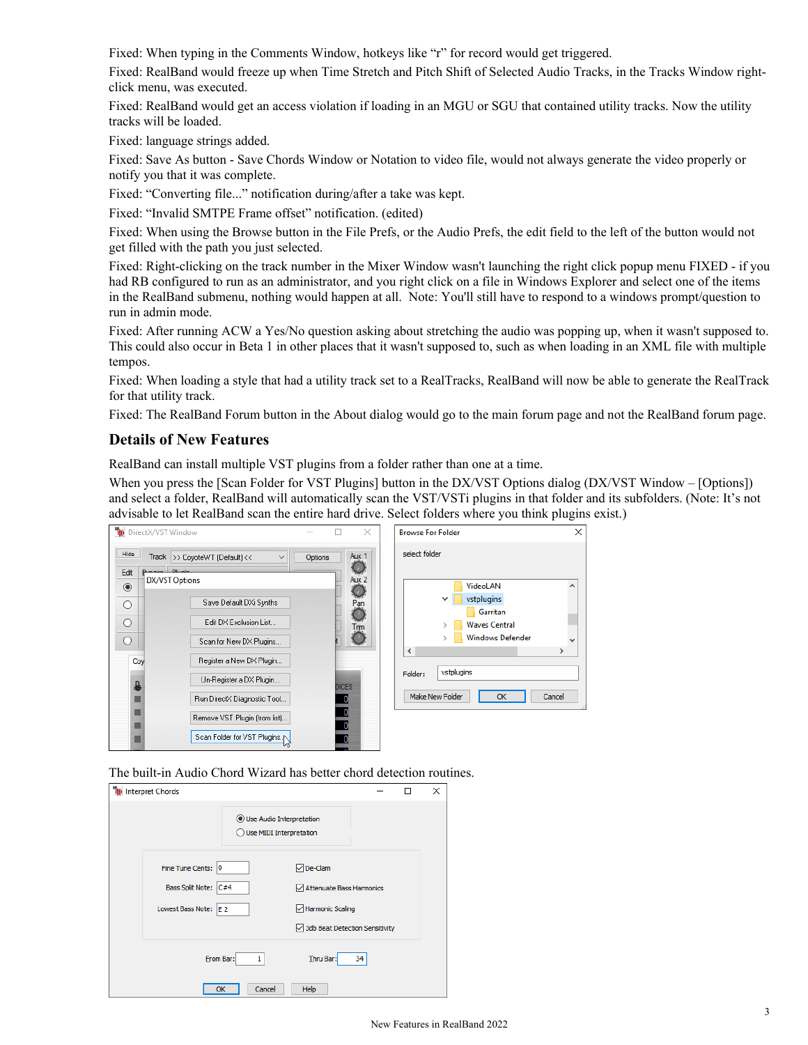Fixed: When typing in the Comments Window, hotkeys like “r” for record would get triggered.

Fixed: RealBand would freeze up when Time Stretch and Pitch Shift of Selected Audio Tracks, in the Tracks Window right-click menu, was executed.

Fixed: RealBand would get an access violation if loading in an MGU or SGU that contained utility tracks. Now the utility tracks will be loaded.

Fixed: language strings added.

Fixed: Save As button - Save Chords Window or Notation to video file, would not always generate the video properly or notify you that it was complete.

Fixed: “Converting file...” notification during/after a take was kept.

Fixed: “Invalid SMTPE Frame offset” notification. (edited)

Fixed: When using the Browse button in the File Prefs, or the Audio Prefs, the edit field to the left of the button would not get filled with the path you just selected.

Fixed: Right-clicking on the track number in the Mixer Window wasn't launching the right click popup menu FIXED - if you had RB configured to run as an administrator, and you right click on a file in Windows Explorer and select one of the items in the RealBand submenu, nothing would happen at all. Note: You'll still have to respond to a windows prompt/question to run in admin mode.

Fixed: After running ACW a Yes/No question asking about stretching the audio was popping up, when it wasn't supposed to. This could also occur in Beta 1 in other places that it wasn't supposed to, such as when loading in an XML file with multiple tempos.

Fixed: When loading a style that had a utility track set to a RealTracks, RealBand will now be able to generate the RealTrack for that utility track.

Fixed: The RealBand Forum button in the About dialog would go to the main forum page and not the RealBand forum page.

## Details of New Features

RealBand can install multiple VST plugins from a folder rather than one at a time.

When you press the [Scan Folder for VST Plugins] button in the DX/VST Options dialog (DX/VST Window – [Options]) and select a folder, RealBand will automatically scan the VST/VSTi plugins in that folder and its subfolders. (Note: It’s not advisable to let RealBand scan the entire hard drive. Select folders where you think plugins exist.)

The built-in Audio Chord Wizard has better chord detection routines.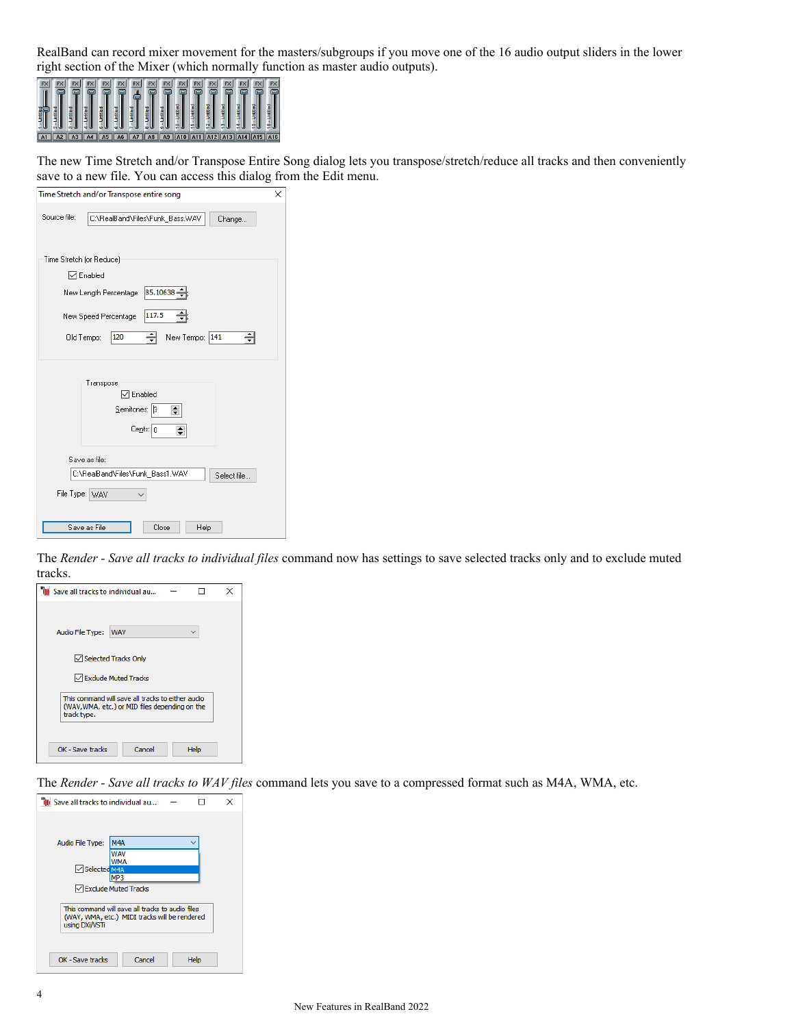RealBand can record mixer movement for the masters/subgroups if you move one of the 16 audio output sliders in the lower right section of the Mixer (which normally function as master audio outputs).

The new Time Stretch and/or Transpose Entire Song dialog lets you transpose/stretch/reduce all tracks and then conveniently save to a new file. You can access this dialog from the Edit menu.

The *Render - Save all tracks to individual files* command now has settings to save selected tracks only and to exclude muted tracks.

The *Render - Save all tracks to WAV files* command lets you save to a compressed format such as M4A, WMA, etc.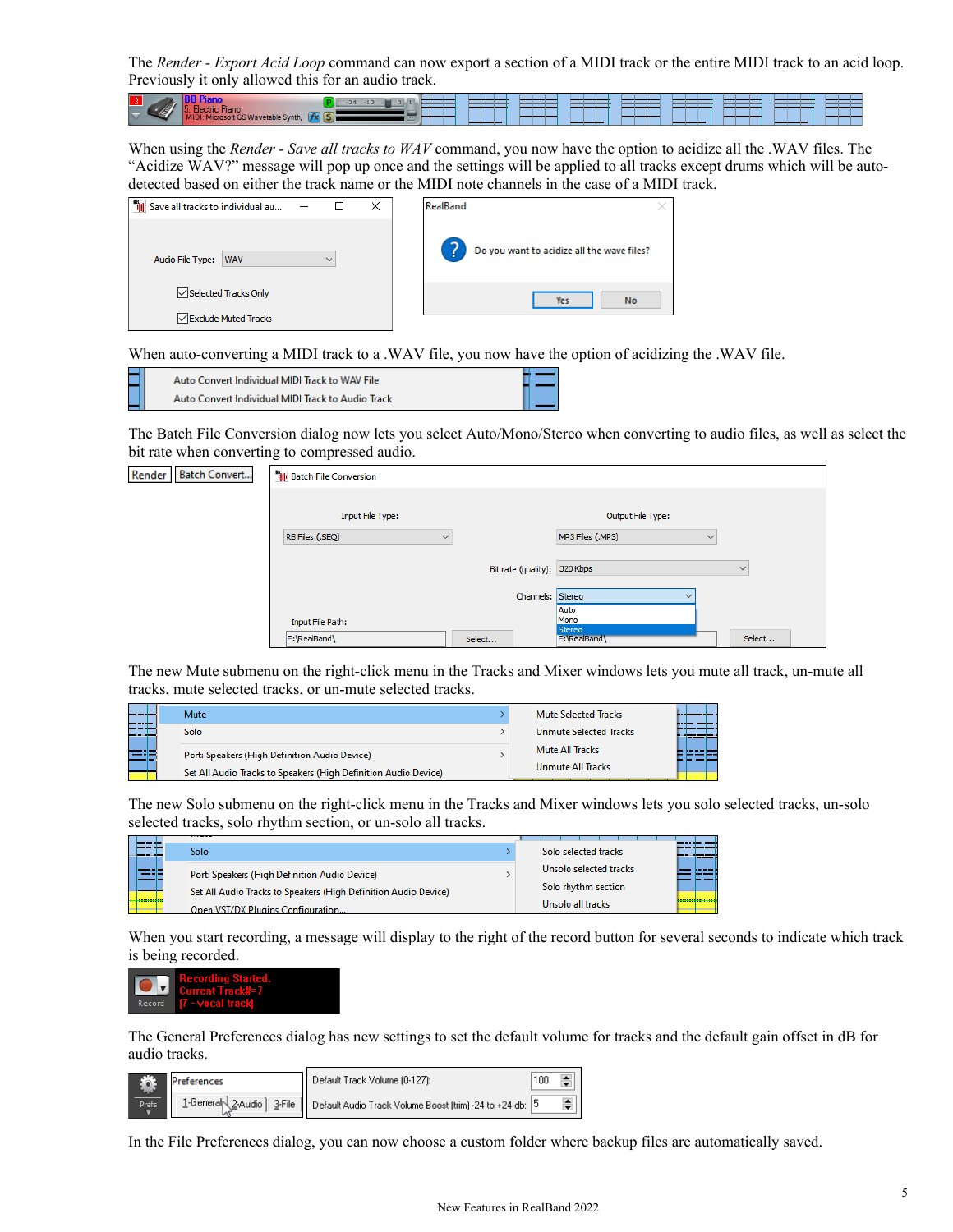The *Render - Export Acid Loop* command can now export a section of a MIDI track or the entire MIDI track to an acid loop. Previously it only allowed this for an audio track.

When using the *Render - Save all tracks to WAV* command, you now have the option to acidize all the .WAV files. The "Acidize WAV?" message will pop up once and the settings will be applied to all tracks except drums which will be auto-detected based on either the track name or the MIDI note channels in the case of a MIDI track.

When auto-converting a MIDI track to a .WAV file, you now have the option of acidizing the .WAV file.

The Batch File Conversion dialog now lets you select Auto/Mono/Stereo when converting to audio files, as well as select the bit rate when converting to compressed audio.

The new Mute submenu on the right-click menu in the Tracks and Mixer windows lets you mute all track, un-mute all tracks, mute selected tracks, or un-mute selected tracks.

The new Solo submenu on the right-click menu in the Tracks and Mixer windows lets you solo selected tracks, un-solo selected tracks, solo rhythm section, or un-solo all tracks.

When you start recording, a message will display to the right of the record button for several seconds to indicate which track is being recorded.

The General Preferences dialog has new settings to set the default volume for tracks and the default gain offset in dB for audio tracks.

In the File Preferences dialog, you can now choose a custom folder where backup files are automatically saved.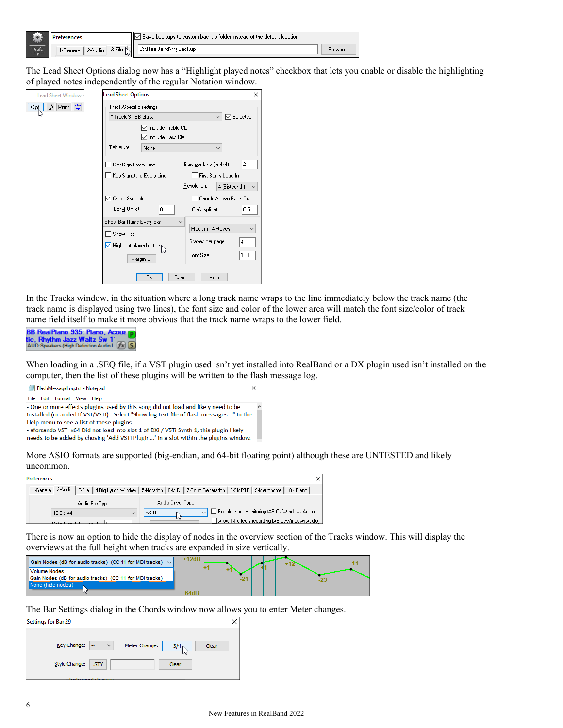The Lead Sheet Options dialog now has a "Highlight played notes" checkbox that lets you enable or disable the highlighting of played notes independently of the regular Notation window.

In the Tracks window, in the situation where a long track name wraps to the line immediately below the track name (the track name is displayed using two lines), the font size and color of the lower area will match the font size/color of track name field itself to make it more obvious that the track name wraps to the lower field.

When loading in a .SEQ file, if a VST plugin used isn't yet installed into RealBand or a DX plugin used isn't installed on the computer, then the list of these plugins will be written to the flash message log.

More ASIO formats are supported (big-endian, and 64-bit floating point) although these are UNTESTED and likely uncommon.

There is now an option to hide the display of nodes in the overview section of the Tracks window. This will display the overviews at the full height when tracks are expanded in size vertically.

The Bar Settings dialog in the Chords window now allows you to enter Meter changes.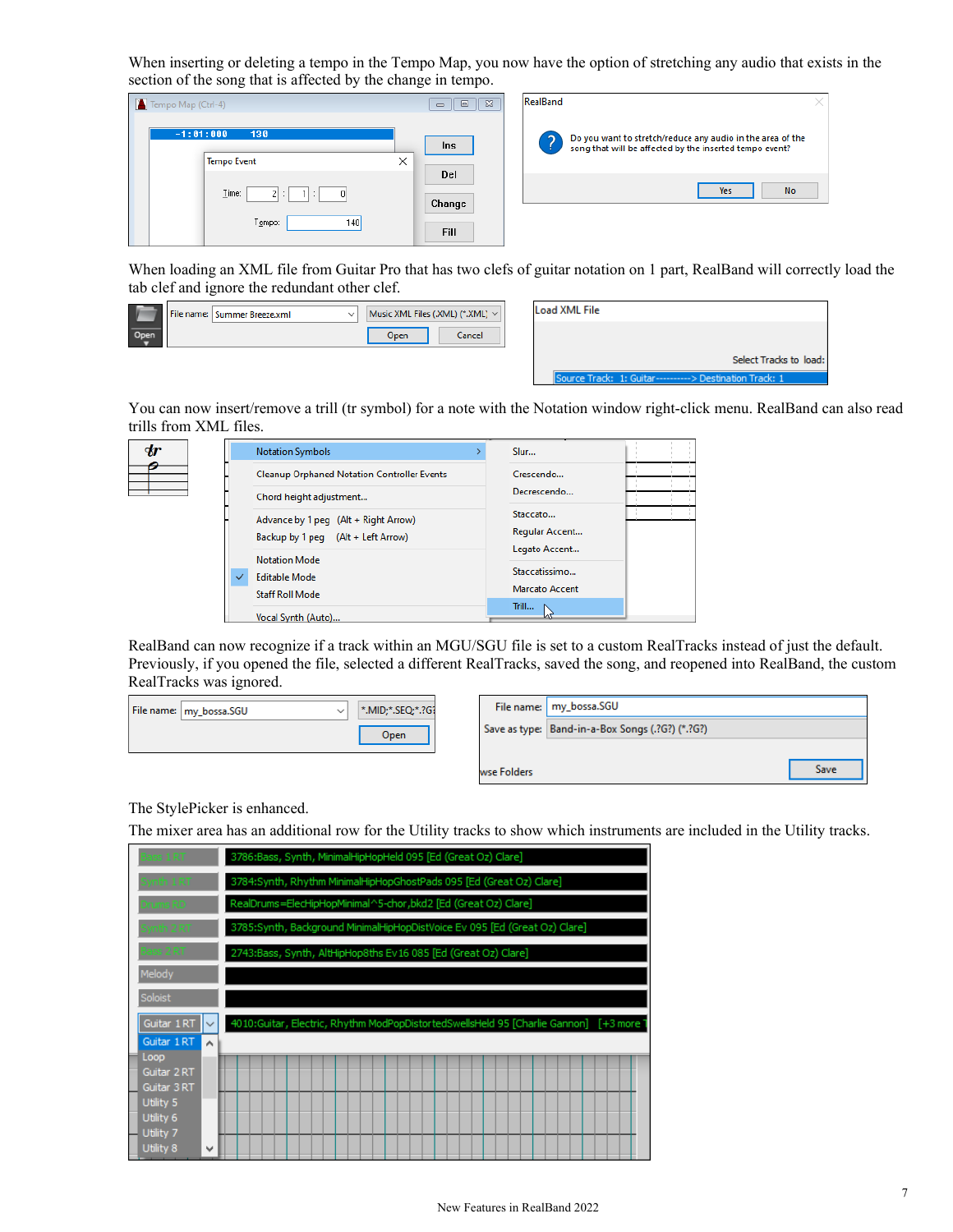When inserting or deleting a tempo in the Tempo Map, you now have the option of stretching any audio that exists in the section of the song that is affected by the change in tempo.

When loading an XML file from Guitar Pro that has two clefs of guitar notation on 1 part, RealBand will correctly load the tab clef and ignore the redundant other clef.

You can now insert/remove a trill (tr symbol) for a note with the Notation window right-click menu. RealBand can also read trills from XML files.

RealBand can now recognize if a track within an MGU/SGU file is set to a custom RealTracks instead of just the default. Previously, if you opened the file, selected a different RealTracks, saved the song, and reopened into RealBand, the custom RealTracks was ignored.

The StylePicker is enhanced.

The mixer area has an additional row for the Utility tracks to show which instruments are included in the Utility tracks.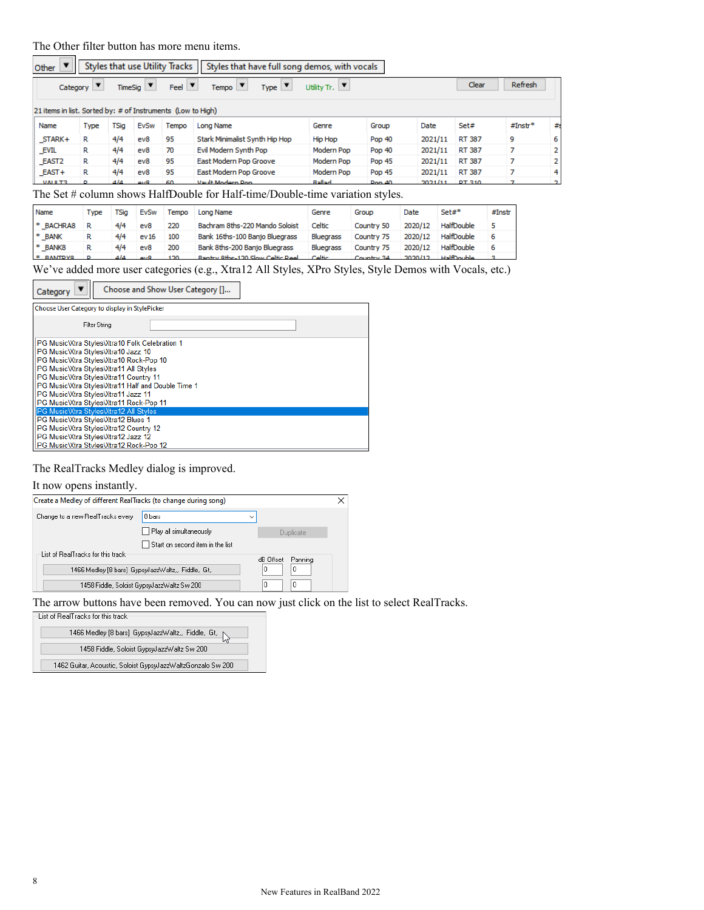The Other filter button has more menu items.

The Set # column shows HalfDouble for Half-time/Double-time variation styles.

We've added more user categories (e.g., Xtra12 All Styles, XPro Styles, Style Demos with Vocals, etc.)

The RealTracks Medley dialog is improved.

It now opens instantly.

The arrow buttons have been removed. You can now just click on the list to select RealTracks.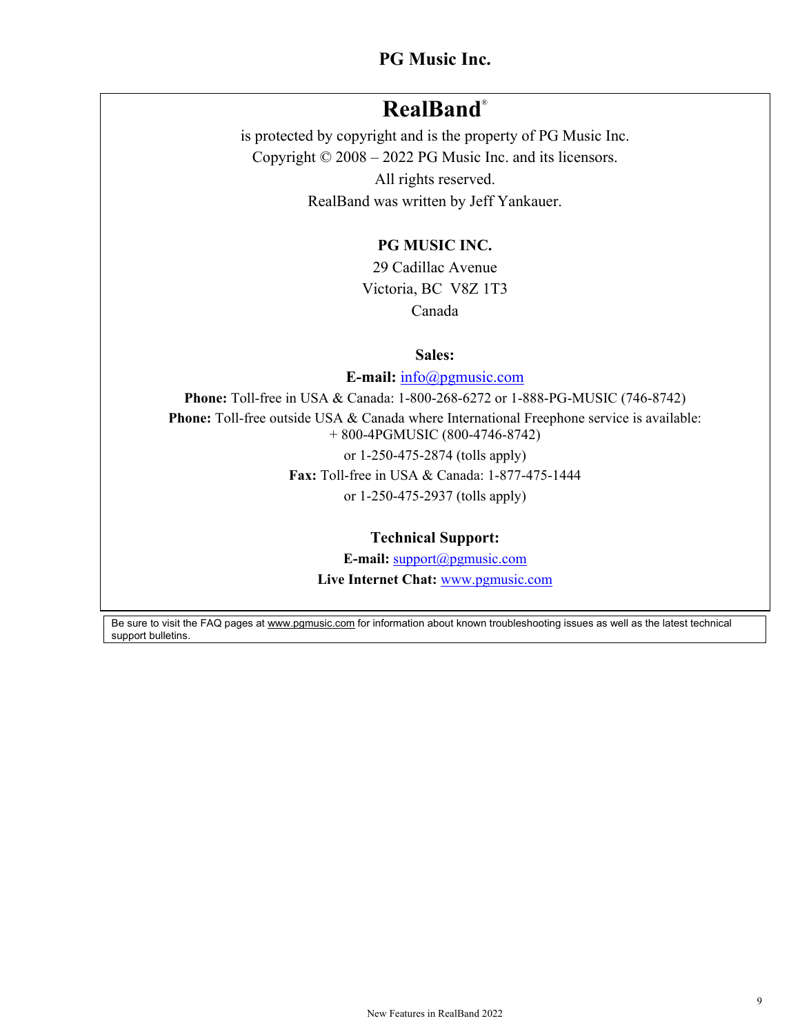# PG Music Inc.

## RealBand®

is protected by copyright and is the property of PG Music Inc.

Copyright © 2008 – 2022 PG Music Inc. and its licensors.

All rights reserved.

RealBand was written by Jeff Yankauer.

**PG MUSIC INC.**

29 Cadillac Avenue

Victoria, BC V8Z 1T3

Canada

**Sales:**

**E-mail:** info@pgmusic.com

**Phone:** Toll-free in USA & Canada: 1-800-268-6272 or 1-888-PG-MUSIC (746-8742)

**Phone:** Toll-free outside USA & Canada where International Freephone service is available:
+ 800-4PGMUSIC (800-4746-8742)

or 1-250-475-2874 (tolls apply)

**Fax:** Toll-free in USA & Canada: 1-877-475-1444

or 1-250-475-2937 (tolls apply)

**Technical Support:**

**E-mail:** support@pgmusic.com

**Live Internet Chat:** www.pgmusic.com

Be sure to visit the FAQ pages at www.pgmusic.com for information about known troubleshooting issues as well as the latest technical support bulletins.